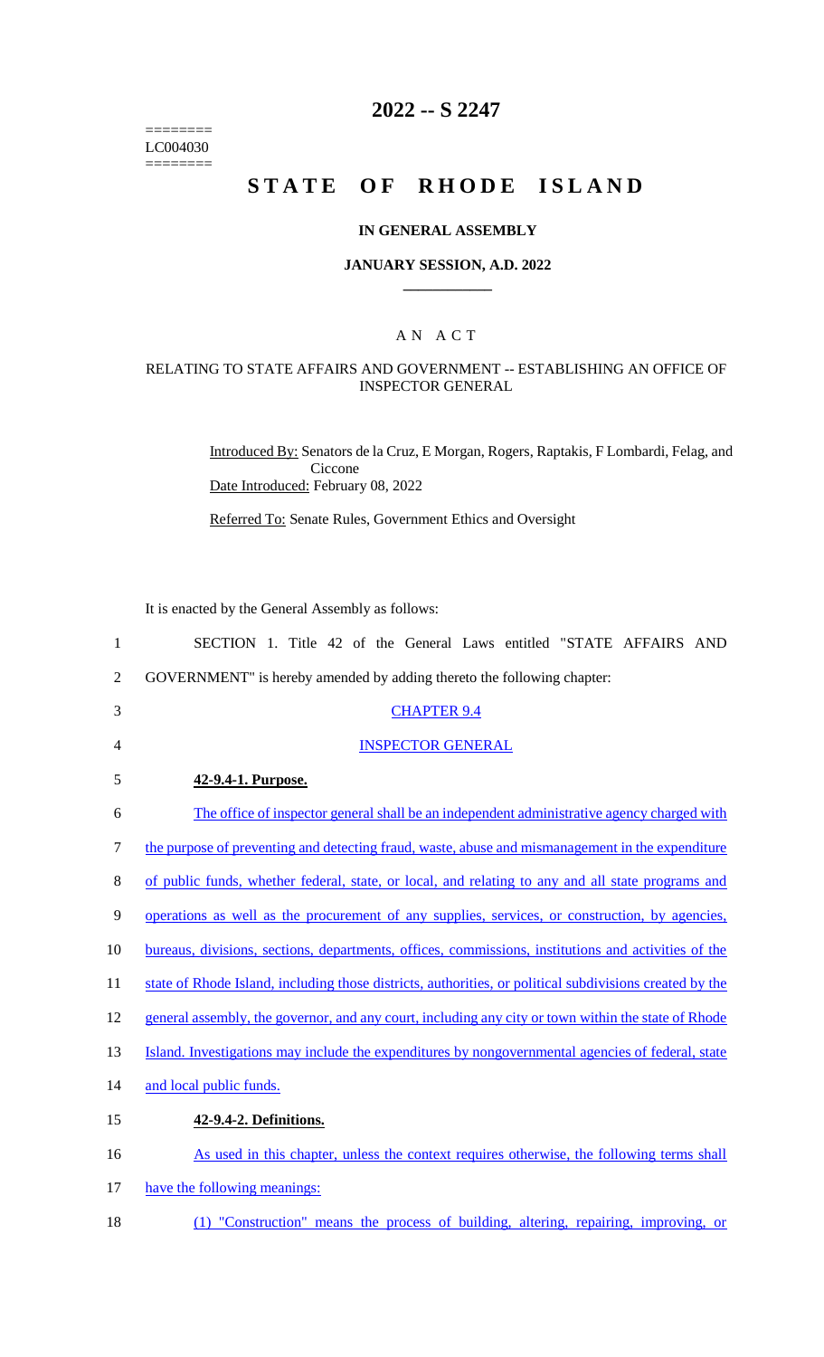========
LC004030
========

# 2022 -- S 2247

# STATE OF RHODE ISLAND

## IN GENERAL ASSEMBLY

## JANUARY SESSION, A.D. 2022

## A N A C T

### RELATING TO STATE AFFAIRS AND GOVERNMENT -- ESTABLISHING AN OFFICE OF INSPECTOR GENERAL

Introduced By: Senators de la Cruz, E Morgan, Rogers, Raptakis, F Lombardi, Felag, and Ciccone

Date Introduced: February 08, 2022

Referred To: Senate Rules, Government Ethics and Oversight

It is enacted by the General Assembly as follows:

1 SECTION 1. Title 42 of the General Laws entitled "STATE AFFAIRS AND
2 GOVERNMENT" is hereby amended by adding thereto the following chapter:

3 CHAPTER 9.4

4 INSPECTOR GENERAL

5 **42-9.4-1. Purpose.**

6 The office of inspector general shall be an independent administrative agency charged with
7 the purpose of preventing and detecting fraud, waste, abuse and mismanagement in the expenditure
8 of public funds, whether federal, state, or local, and relating to any and all state programs and
9 operations as well as the procurement of any supplies, services, or construction, by agencies,
10 bureaus, divisions, sections, departments, offices, commissions, institutions and activities of the
11 state of Rhode Island, including those districts, authorities, or political subdivisions created by the
12 general assembly, the governor, and any court, including any city or town within the state of Rhode
13 Island. Investigations may include the expenditures by nongovernmental agencies of federal, state
14 and local public funds.

15 **42-9.4-2. Definitions.**

16 As used in this chapter, unless the context requires otherwise, the following terms shall
17 have the following meanings:

18 (1) "Construction" means the process of building, altering, repairing, improving, or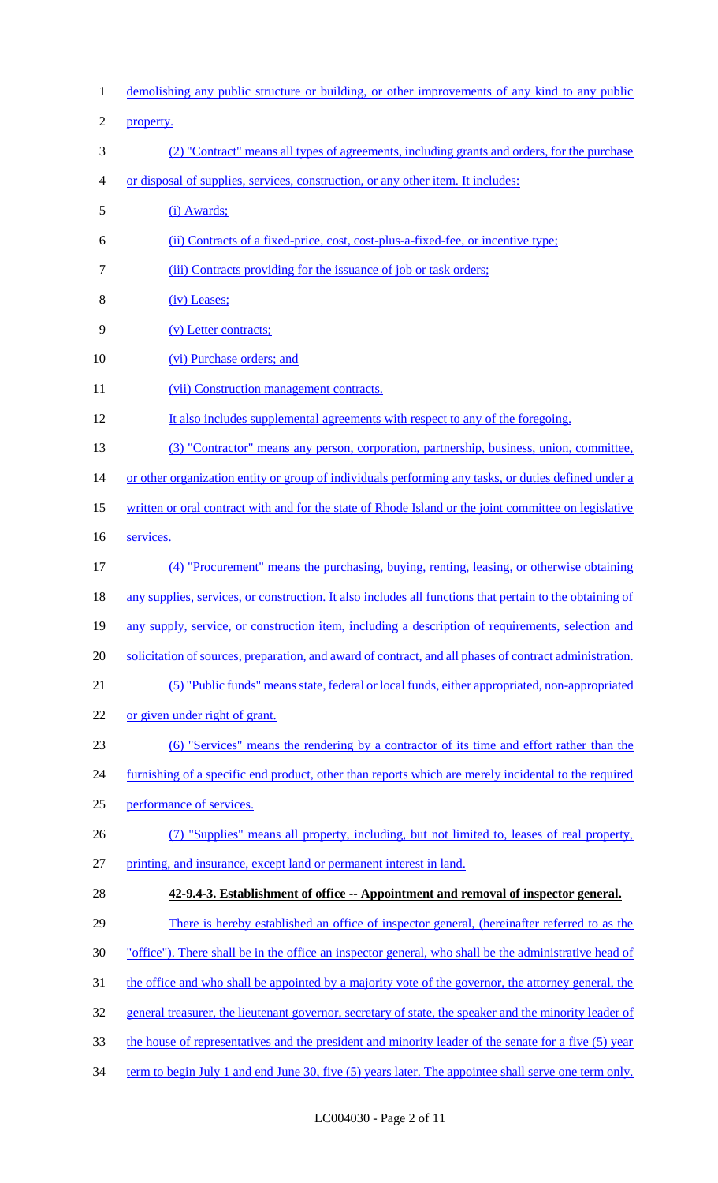demolishing any public structure or building, or other improvements of any kind to any public property.

(2) "Contract" means all types of agreements, including grants and orders, for the purchase or disposal of supplies, services, construction, or any other item. It includes:

(i) Awards;

(ii) Contracts of a fixed-price, cost, cost-plus-a-fixed-fee, or incentive type;

(iii) Contracts providing for the issuance of job or task orders;

(iv) Leases;

(v) Letter contracts;

(vi) Purchase orders; and

(vii) Construction management contracts.

It also includes supplemental agreements with respect to any of the foregoing.

(3) "Contractor" means any person, corporation, partnership, business, union, committee, or other organization entity or group of individuals performing any tasks, or duties defined under a written or oral contract with and for the state of Rhode Island or the joint committee on legislative services.

(4) "Procurement" means the purchasing, buying, renting, leasing, or otherwise obtaining any supplies, services, or construction. It also includes all functions that pertain to the obtaining of any supply, service, or construction item, including a description of requirements, selection and solicitation of sources, preparation, and award of contract, and all phases of contract administration.

(5) "Public funds" means state, federal or local funds, either appropriated, non-appropriated or given under right of grant.

(6) "Services" means the rendering by a contractor of its time and effort rather than the furnishing of a specific end product, other than reports which are merely incidental to the required performance of services.

(7) "Supplies" means all property, including, but not limited to, leases of real property, printing, and insurance, except land or permanent interest in land.

**42-9.4-3. Establishment of office -- Appointment and removal of inspector general.**

There is hereby established an office of inspector general, (hereinafter referred to as the "office"). There shall be in the office an inspector general, who shall be the administrative head of the office and who shall be appointed by a majority vote of the governor, the attorney general, the general treasurer, the lieutenant governor, secretary of state, the speaker and the minority leader of the house of representatives and the president and minority leader of the senate for a five (5) year term to begin July 1 and end June 30, five (5) years later. The appointee shall serve one term only.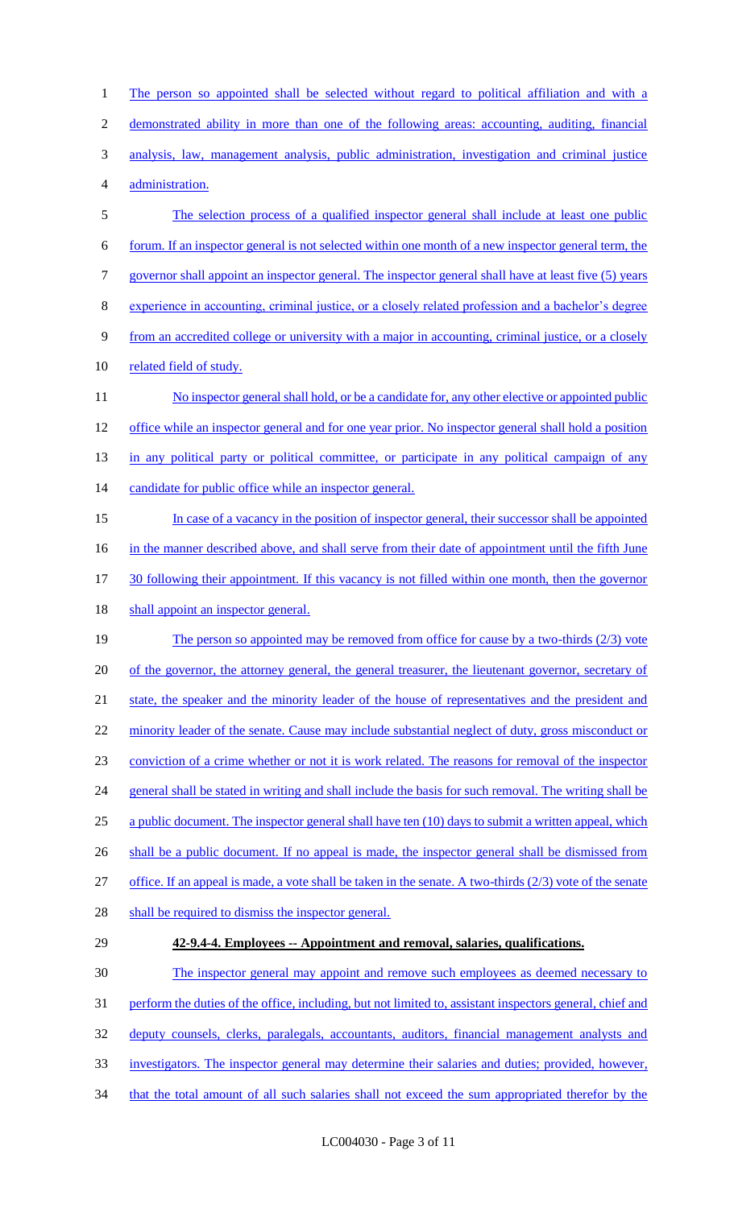The person so appointed shall be selected without regard to political affiliation and with a demonstrated ability in more than one of the following areas: accounting, auditing, financial analysis, law, management analysis, public administration, investigation and criminal justice administration.

The selection process of a qualified inspector general shall include at least one public forum. If an inspector general is not selected within one month of a new inspector general term, the governor shall appoint an inspector general. The inspector general shall have at least five (5) years experience in accounting, criminal justice, or a closely related profession and a bachelor's degree from an accredited college or university with a major in accounting, criminal justice, or a closely related field of study.

No inspector general shall hold, or be a candidate for, any other elective or appointed public office while an inspector general and for one year prior. No inspector general shall hold a position in any political party or political committee, or participate in any political campaign of any candidate for public office while an inspector general.

In case of a vacancy in the position of inspector general, their successor shall be appointed in the manner described above, and shall serve from their date of appointment until the fifth June 30 following their appointment. If this vacancy is not filled within one month, then the governor shall appoint an inspector general.

The person so appointed may be removed from office for cause by a two-thirds (2/3) vote of the governor, the attorney general, the general treasurer, the lieutenant governor, secretary of state, the speaker and the minority leader of the house of representatives and the president and minority leader of the senate. Cause may include substantial neglect of duty, gross misconduct or conviction of a crime whether or not it is work related. The reasons for removal of the inspector general shall be stated in writing and shall include the basis for such removal. The writing shall be a public document. The inspector general shall have ten (10) days to submit a written appeal, which shall be a public document. If no appeal is made, the inspector general shall be dismissed from office. If an appeal is made, a vote shall be taken in the senate. A two-thirds (2/3) vote of the senate shall be required to dismiss the inspector general.

**42-9.4-4. Employees -- Appointment and removal, salaries, qualifications.**

The inspector general may appoint and remove such employees as deemed necessary to perform the duties of the office, including, but not limited to, assistant inspectors general, chief and deputy counsels, clerks, paralegals, accountants, auditors, financial management analysts and investigators. The inspector general may determine their salaries and duties; provided, however, that the total amount of all such salaries shall not exceed the sum appropriated therefor by the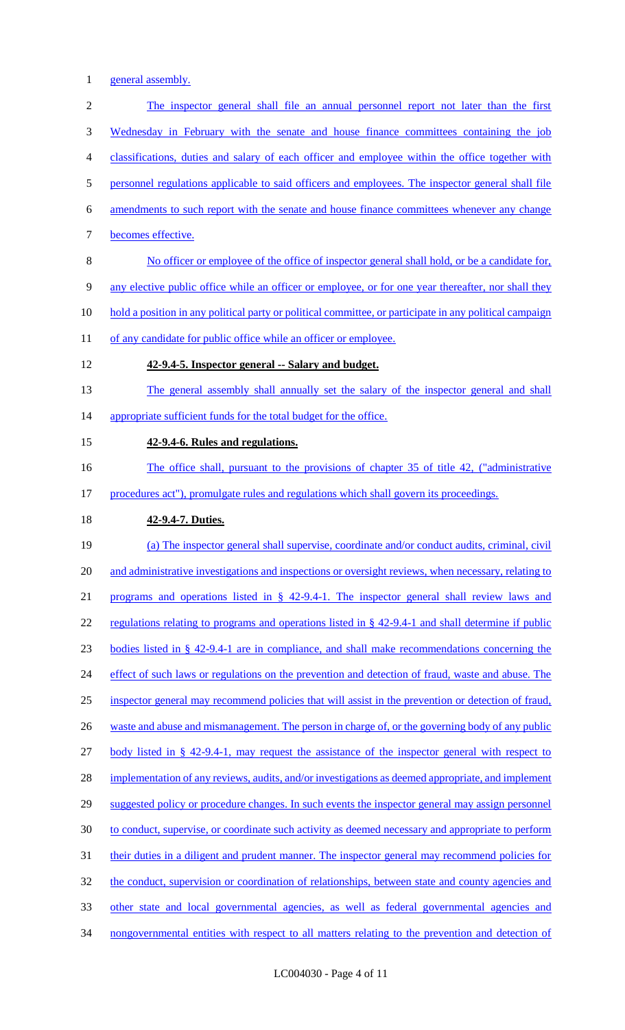general assembly.

The inspector general shall file an annual personnel report not later than the first Wednesday in February with the senate and house finance committees containing the job classifications, duties and salary of each officer and employee within the office together with personnel regulations applicable to said officers and employees. The inspector general shall file amendments to such report with the senate and house finance committees whenever any change becomes effective.

No officer or employee of the office of inspector general shall hold, or be a candidate for, any elective public office while an officer or employee, or for one year thereafter, nor shall they hold a position in any political party or political committee, or participate in any political campaign of any candidate for public office while an officer or employee.

**42-9.4-5. Inspector general -- Salary and budget.**

The general assembly shall annually set the salary of the inspector general and shall appropriate sufficient funds for the total budget for the office.

**42-9.4-6. Rules and regulations.**

The office shall, pursuant to the provisions of chapter 35 of title 42, ("administrative procedures act"), promulgate rules and regulations which shall govern its proceedings.

**42-9.4-7. Duties.**

(a) The inspector general shall supervise, coordinate and/or conduct audits, criminal, civil and administrative investigations and inspections or oversight reviews, when necessary, relating to programs and operations listed in § 42-9.4-1. The inspector general shall review laws and regulations relating to programs and operations listed in § 42-9.4-1 and shall determine if public bodies listed in § 42-9.4-1 are in compliance, and shall make recommendations concerning the effect of such laws or regulations on the prevention and detection of fraud, waste and abuse. The inspector general may recommend policies that will assist in the prevention or detection of fraud, waste and abuse and mismanagement. The person in charge of, or the governing body of any public body listed in § 42-9.4-1, may request the assistance of the inspector general with respect to implementation of any reviews, audits, and/or investigations as deemed appropriate, and implement suggested policy or procedure changes. In such events the inspector general may assign personnel to conduct, supervise, or coordinate such activity as deemed necessary and appropriate to perform their duties in a diligent and prudent manner. The inspector general may recommend policies for the conduct, supervision or coordination of relationships, between state and county agencies and other state and local governmental agencies, as well as federal governmental agencies and nongovernmental entities with respect to all matters relating to the prevention and detection of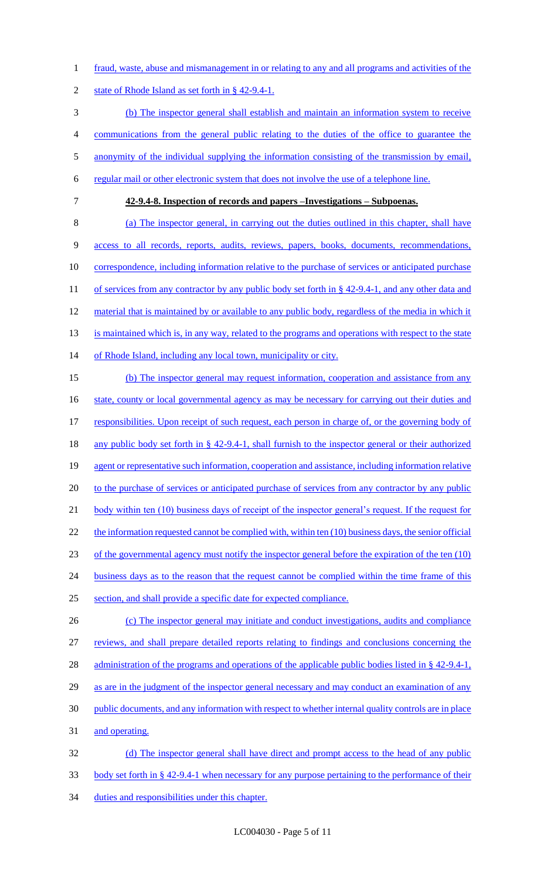fraud, waste, abuse and mismanagement in or relating to any and all programs and activities of the state of Rhode Island as set forth in § 42-9.4-1.

(b) The inspector general shall establish and maintain an information system to receive communications from the general public relating to the duties of the office to guarantee the anonymity of the individual supplying the information consisting of the transmission by email, regular mail or other electronic system that does not involve the use of a telephone line.

**42-9.4-8. Inspection of records and papers –Investigations – Subpoenas.**

(a) The inspector general, in carrying out the duties outlined in this chapter, shall have access to all records, reports, audits, reviews, papers, books, documents, recommendations, correspondence, including information relative to the purchase of services or anticipated purchase of services from any contractor by any public body set forth in § 42-9.4-1, and any other data and material that is maintained by or available to any public body, regardless of the media in which it is maintained which is, in any way, related to the programs and operations with respect to the state of Rhode Island, including any local town, municipality or city.

(b) The inspector general may request information, cooperation and assistance from any state, county or local governmental agency as may be necessary for carrying out their duties and responsibilities. Upon receipt of such request, each person in charge of, or the governing body of any public body set forth in § 42-9.4-1, shall furnish to the inspector general or their authorized agent or representative such information, cooperation and assistance, including information relative to the purchase of services or anticipated purchase of services from any contractor by any public body within ten (10) business days of receipt of the inspector general's request. If the request for the information requested cannot be complied with, within ten (10) business days, the senior official of the governmental agency must notify the inspector general before the expiration of the ten (10) business days as to the reason that the request cannot be complied within the time frame of this section, and shall provide a specific date for expected compliance.

(c) The inspector general may initiate and conduct investigations, audits and compliance reviews, and shall prepare detailed reports relating to findings and conclusions concerning the administration of the programs and operations of the applicable public bodies listed in § 42-9.4-1, as are in the judgment of the inspector general necessary and may conduct an examination of any public documents, and any information with respect to whether internal quality controls are in place and operating.

(d) The inspector general shall have direct and prompt access to the head of any public body set forth in § 42-9.4-1 when necessary for any purpose pertaining to the performance of their duties and responsibilities under this chapter.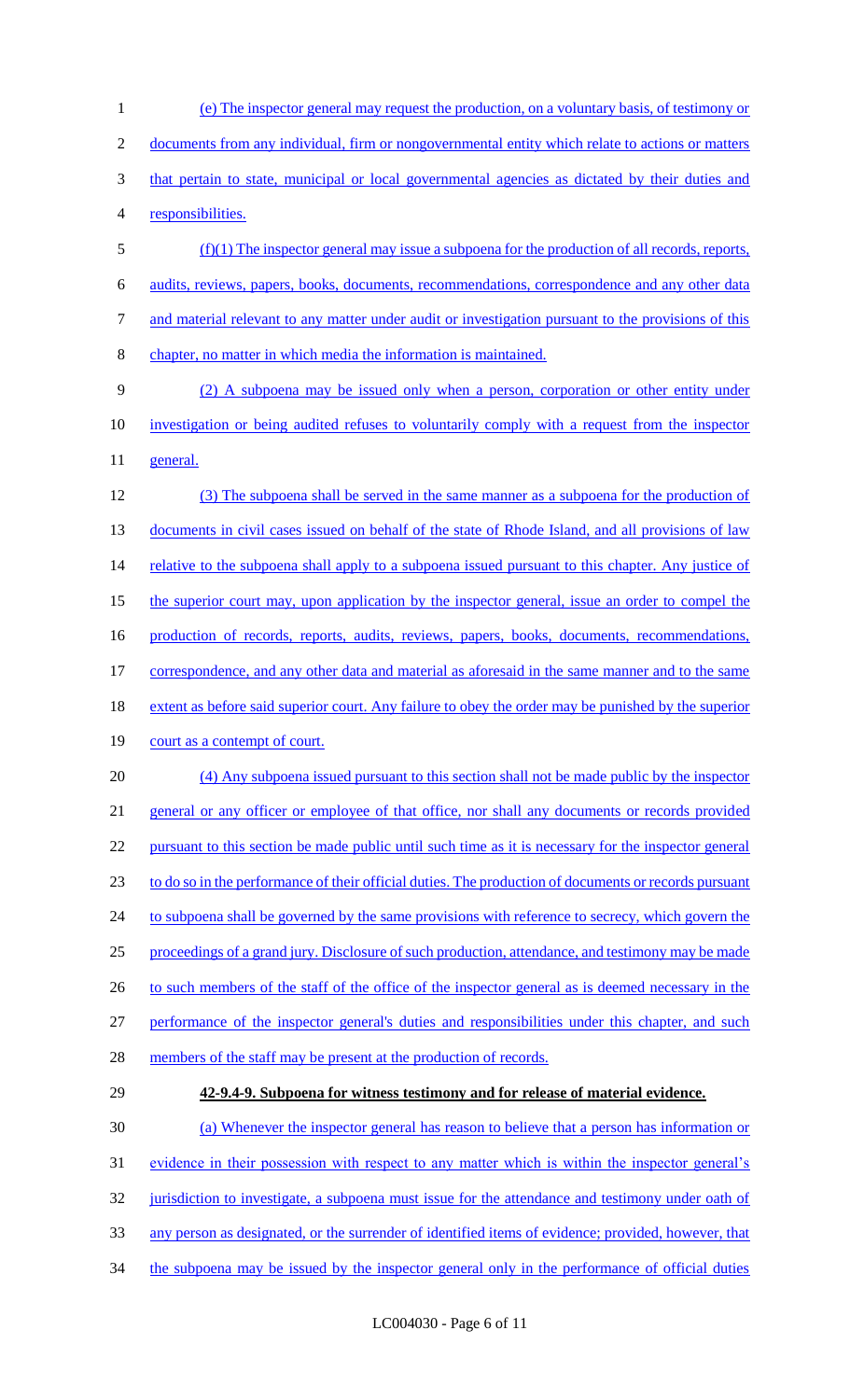(e) The inspector general may request the production, on a voluntary basis, of testimony or documents from any individual, firm or nongovernmental entity which relate to actions or matters that pertain to state, municipal or local governmental agencies as dictated by their duties and responsibilities.

(f)(1) The inspector general may issue a subpoena for the production of all records, reports, audits, reviews, papers, books, documents, recommendations, correspondence and any other data and material relevant to any matter under audit or investigation pursuant to the provisions of this chapter, no matter in which media the information is maintained.

(2) A subpoena may be issued only when a person, corporation or other entity under investigation or being audited refuses to voluntarily comply with a request from the inspector general.

(3) The subpoena shall be served in the same manner as a subpoena for the production of documents in civil cases issued on behalf of the state of Rhode Island, and all provisions of law relative to the subpoena shall apply to a subpoena issued pursuant to this chapter. Any justice of the superior court may, upon application by the inspector general, issue an order to compel the production of records, reports, audits, reviews, papers, books, documents, recommendations, correspondence, and any other data and material as aforesaid in the same manner and to the same extent as before said superior court. Any failure to obey the order may be punished by the superior court as a contempt of court.

(4) Any subpoena issued pursuant to this section shall not be made public by the inspector general or any officer or employee of that office, nor shall any documents or records provided pursuant to this section be made public until such time as it is necessary for the inspector general to do so in the performance of their official duties. The production of documents or records pursuant to subpoena shall be governed by the same provisions with reference to secrecy, which govern the proceedings of a grand jury. Disclosure of such production, attendance, and testimony may be made to such members of the staff of the office of the inspector general as is deemed necessary in the performance of the inspector general's duties and responsibilities under this chapter, and such members of the staff may be present at the production of records.

**42-9.4-9. Subpoena for witness testimony and for release of material evidence.**

(a) Whenever the inspector general has reason to believe that a person has information or evidence in their possession with respect to any matter which is within the inspector general's jurisdiction to investigate, a subpoena must issue for the attendance and testimony under oath of any person as designated, or the surrender of identified items of evidence; provided, however, that the subpoena may be issued by the inspector general only in the performance of official duties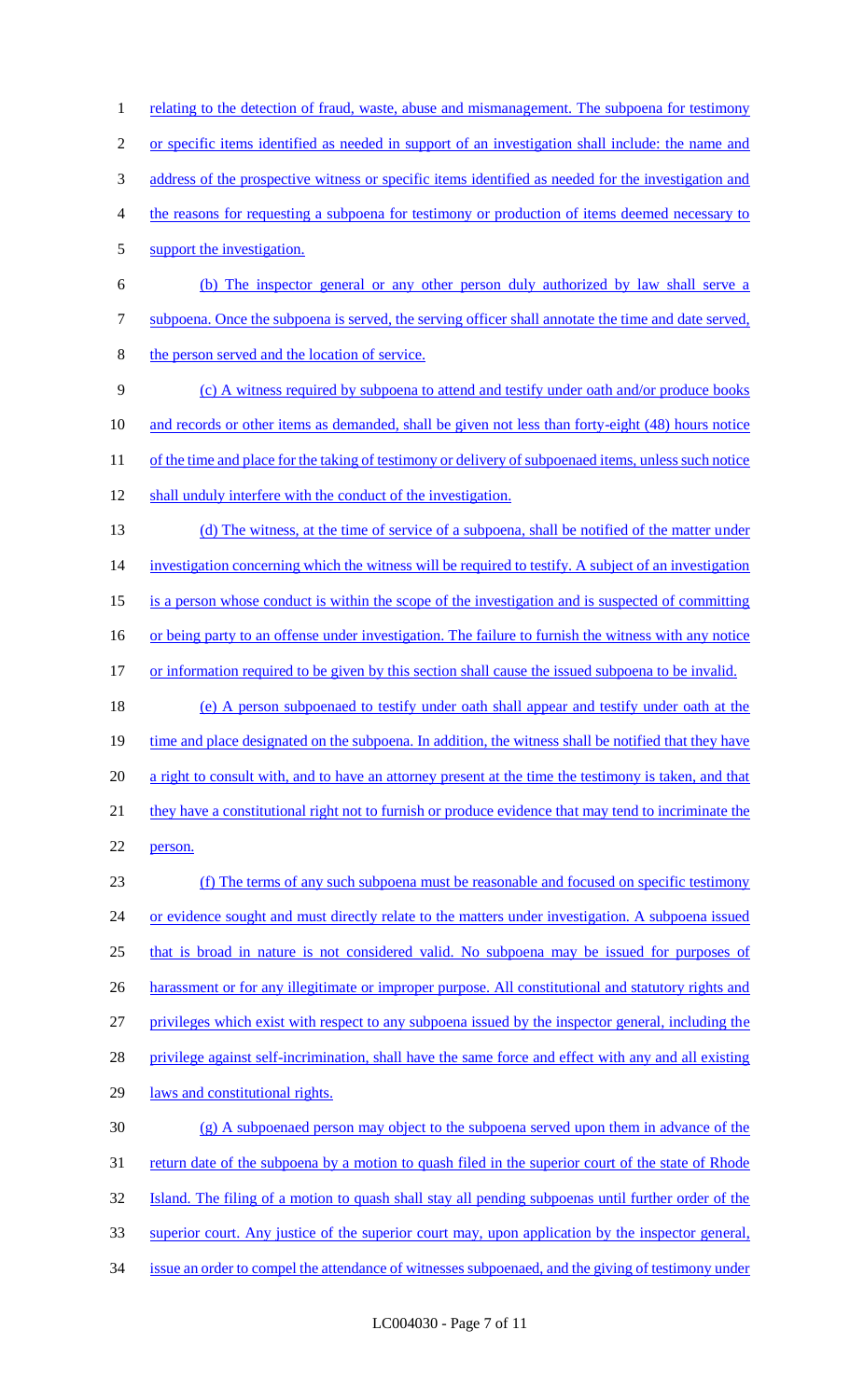relating to the detection of fraud, waste, abuse and mismanagement. The subpoena for testimony or specific items identified as needed in support of an investigation shall include: the name and address of the prospective witness or specific items identified as needed for the investigation and the reasons for requesting a subpoena for testimony or production of items deemed necessary to support the investigation.

(b) The inspector general or any other person duly authorized by law shall serve a subpoena. Once the subpoena is served, the serving officer shall annotate the time and date served, the person served and the location of service.

(c) A witness required by subpoena to attend and testify under oath and/or produce books and records or other items as demanded, shall be given not less than forty-eight (48) hours notice of the time and place for the taking of testimony or delivery of subpoenaed items, unless such notice shall unduly interfere with the conduct of the investigation.

(d) The witness, at the time of service of a subpoena, shall be notified of the matter under investigation concerning which the witness will be required to testify. A subject of an investigation is a person whose conduct is within the scope of the investigation and is suspected of committing or being party to an offense under investigation. The failure to furnish the witness with any notice or information required to be given by this section shall cause the issued subpoena to be invalid.

(e) A person subpoenaed to testify under oath shall appear and testify under oath at the time and place designated on the subpoena. In addition, the witness shall be notified that they have a right to consult with, and to have an attorney present at the time the testimony is taken, and that they have a constitutional right not to furnish or produce evidence that may tend to incriminate the person.

(f) The terms of any such subpoena must be reasonable and focused on specific testimony or evidence sought and must directly relate to the matters under investigation. A subpoena issued that is broad in nature is not considered valid. No subpoena may be issued for purposes of harassment or for any illegitimate or improper purpose. All constitutional and statutory rights and privileges which exist with respect to any subpoena issued by the inspector general, including the privilege against self-incrimination, shall have the same force and effect with any and all existing laws and constitutional rights.

(g) A subpoenaed person may object to the subpoena served upon them in advance of the return date of the subpoena by a motion to quash filed in the superior court of the state of Rhode Island. The filing of a motion to quash shall stay all pending subpoenas until further order of the superior court. Any justice of the superior court may, upon application by the inspector general, issue an order to compel the attendance of witnesses subpoenaed, and the giving of testimony under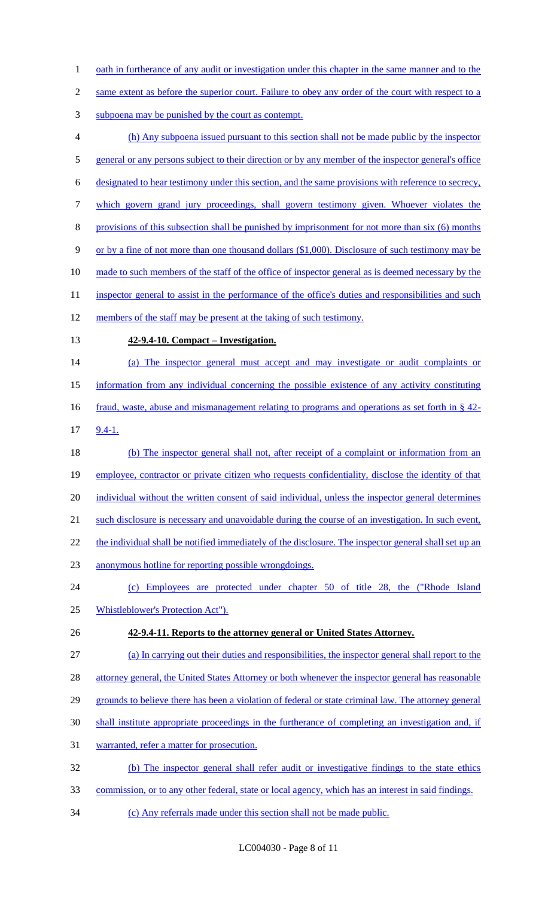oath in furtherance of any audit or investigation under this chapter in the same manner and to the same extent as before the superior court. Failure to obey any order of the court with respect to a subpoena may be punished by the court as contempt.

(h) Any subpoena issued pursuant to this section shall not be made public by the inspector general or any persons subject to their direction or by any member of the inspector general's office designated to hear testimony under this section, and the same provisions with reference to secrecy, which govern grand jury proceedings, shall govern testimony given. Whoever violates the provisions of this subsection shall be punished by imprisonment for not more than six (6) months or by a fine of not more than one thousand dollars ($1,000). Disclosure of such testimony may be made to such members of the staff of the office of inspector general as is deemed necessary by the inspector general to assist in the performance of the office's duties and responsibilities and such members of the staff may be present at the taking of such testimony.

**42-9.4-10. Compact – Investigation.**

(a) The inspector general must accept and may investigate or audit complaints or information from any individual concerning the possible existence of any activity constituting fraud, waste, abuse and mismanagement relating to programs and operations as set forth in § 42-9.4-1.

(b) The inspector general shall not, after receipt of a complaint or information from an employee, contractor or private citizen who requests confidentiality, disclose the identity of that individual without the written consent of said individual, unless the inspector general determines such disclosure is necessary and unavoidable during the course of an investigation. In such event, the individual shall be notified immediately of the disclosure. The inspector general shall set up an anonymous hotline for reporting possible wrongdoings.

(c) Employees are protected under chapter 50 of title 28, the ("Rhode Island Whistleblower's Protection Act").

**42-9.4-11. Reports to the attorney general or United States Attorney.**

(a) In carrying out their duties and responsibilities, the inspector general shall report to the attorney general, the United States Attorney or both whenever the inspector general has reasonable grounds to believe there has been a violation of federal or state criminal law. The attorney general shall institute appropriate proceedings in the furtherance of completing an investigation and, if warranted, refer a matter for prosecution.

(b) The inspector general shall refer audit or investigative findings to the state ethics commission, or to any other federal, state or local agency, which has an interest in said findings.

(c) Any referrals made under this section shall not be made public.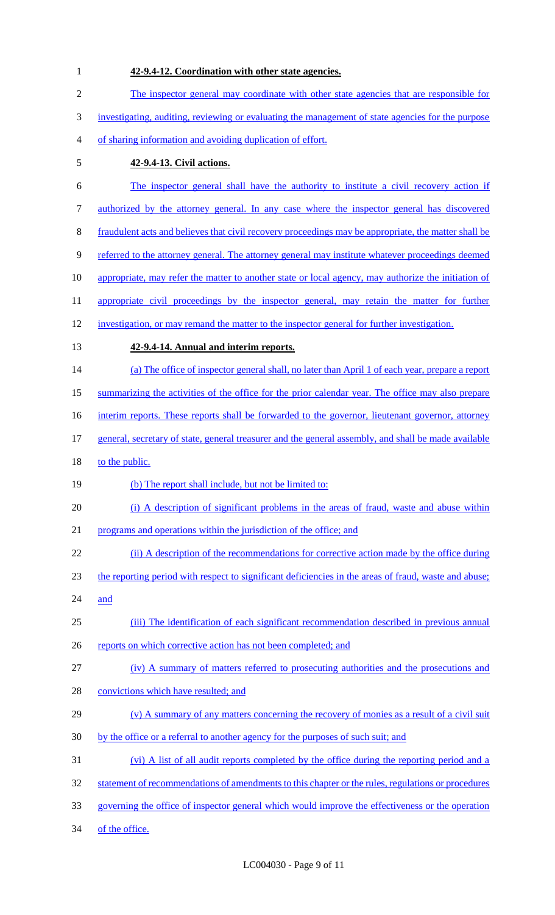**42-9.4-12. Coordination with other state agencies.**

The inspector general may coordinate with other state agencies that are responsible for investigating, auditing, reviewing or evaluating the management of state agencies for the purpose of sharing information and avoiding duplication of effort.

**42-9.4-13. Civil actions.**

The inspector general shall have the authority to institute a civil recovery action if authorized by the attorney general. In any case where the inspector general has discovered fraudulent acts and believes that civil recovery proceedings may be appropriate, the matter shall be referred to the attorney general. The attorney general may institute whatever proceedings deemed appropriate, may refer the matter to another state or local agency, may authorize the initiation of appropriate civil proceedings by the inspector general, may retain the matter for further investigation, or may remand the matter to the inspector general for further investigation.

**42-9.4-14. Annual and interim reports.**

(a) The office of inspector general shall, no later than April 1 of each year, prepare a report summarizing the activities of the office for the prior calendar year. The office may also prepare interim reports. These reports shall be forwarded to the governor, lieutenant governor, attorney general, secretary of state, general treasurer and the general assembly, and shall be made available to the public.

(b) The report shall include, but not be limited to:

(i) A description of significant problems in the areas of fraud, waste and abuse within programs and operations within the jurisdiction of the office; and

(ii) A description of the recommendations for corrective action made by the office during the reporting period with respect to significant deficiencies in the areas of fraud, waste and abuse; and

(iii) The identification of each significant recommendation described in previous annual reports on which corrective action has not been completed; and

(iv) A summary of matters referred to prosecuting authorities and the prosecutions and convictions which have resulted; and

(v) A summary of any matters concerning the recovery of monies as a result of a civil suit by the office or a referral to another agency for the purposes of such suit; and

(vi) A list of all audit reports completed by the office during the reporting period and a statement of recommendations of amendments to this chapter or the rules, regulations or procedures governing the office of inspector general which would improve the effectiveness or the operation of the office.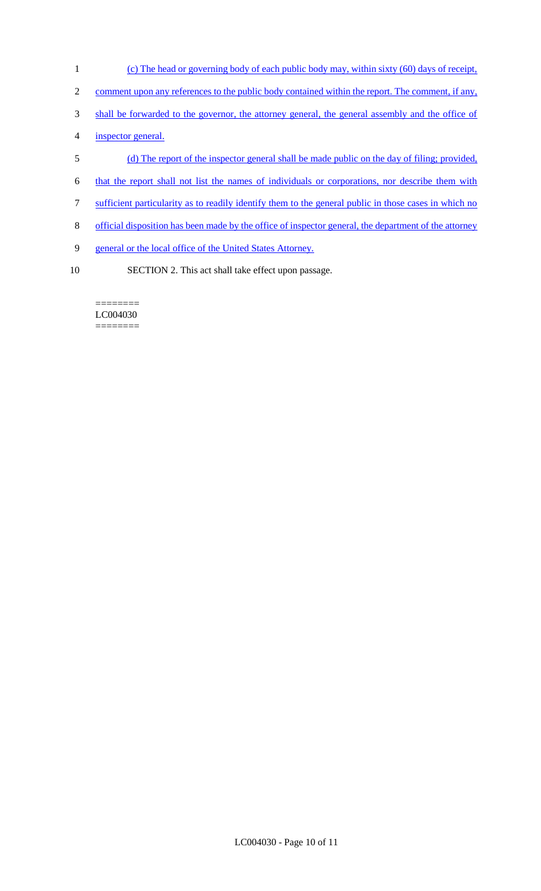(c) The head or governing body of each public body may, within sixty (60) days of receipt, comment upon any references to the public body contained within the report. The comment, if any, shall be forwarded to the governor, the attorney general, the general assembly and the office of inspector general.

(d) The report of the inspector general shall be made public on the day of filing; provided, that the report shall not list the names of individuals or corporations, nor describe them with sufficient particularity as to readily identify them to the general public in those cases in which no official disposition has been made by the office of inspector general, the department of the attorney general or the local office of the United States Attorney.

SECTION 2. This act shall take effect upon passage.

========
LC004030
========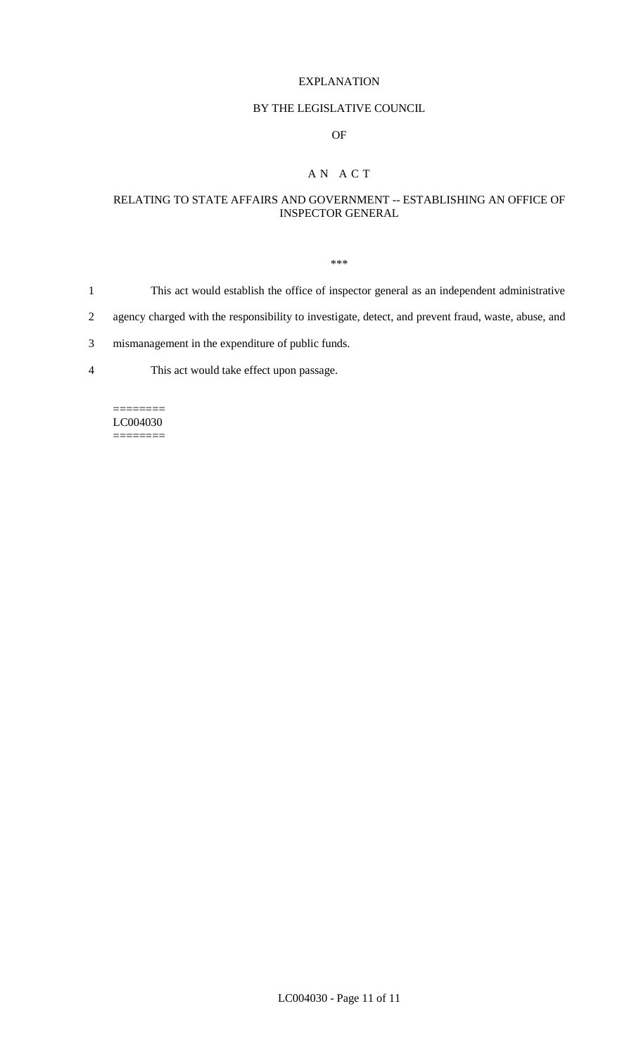EXPLANATION

BY THE LEGISLATIVE COUNCIL

OF

A N A C T

RELATING TO STATE AFFAIRS AND GOVERNMENT -- ESTABLISHING AN OFFICE OF INSPECTOR GENERAL

\*\*\*

1 This act would establish the office of inspector general as an independent administrative

2 agency charged with the responsibility to investigate, detect, and prevent fraud, waste, abuse, and

3 mismanagement in the expenditure of public funds.

4 This act would take effect upon passage.

========
LC004030
========